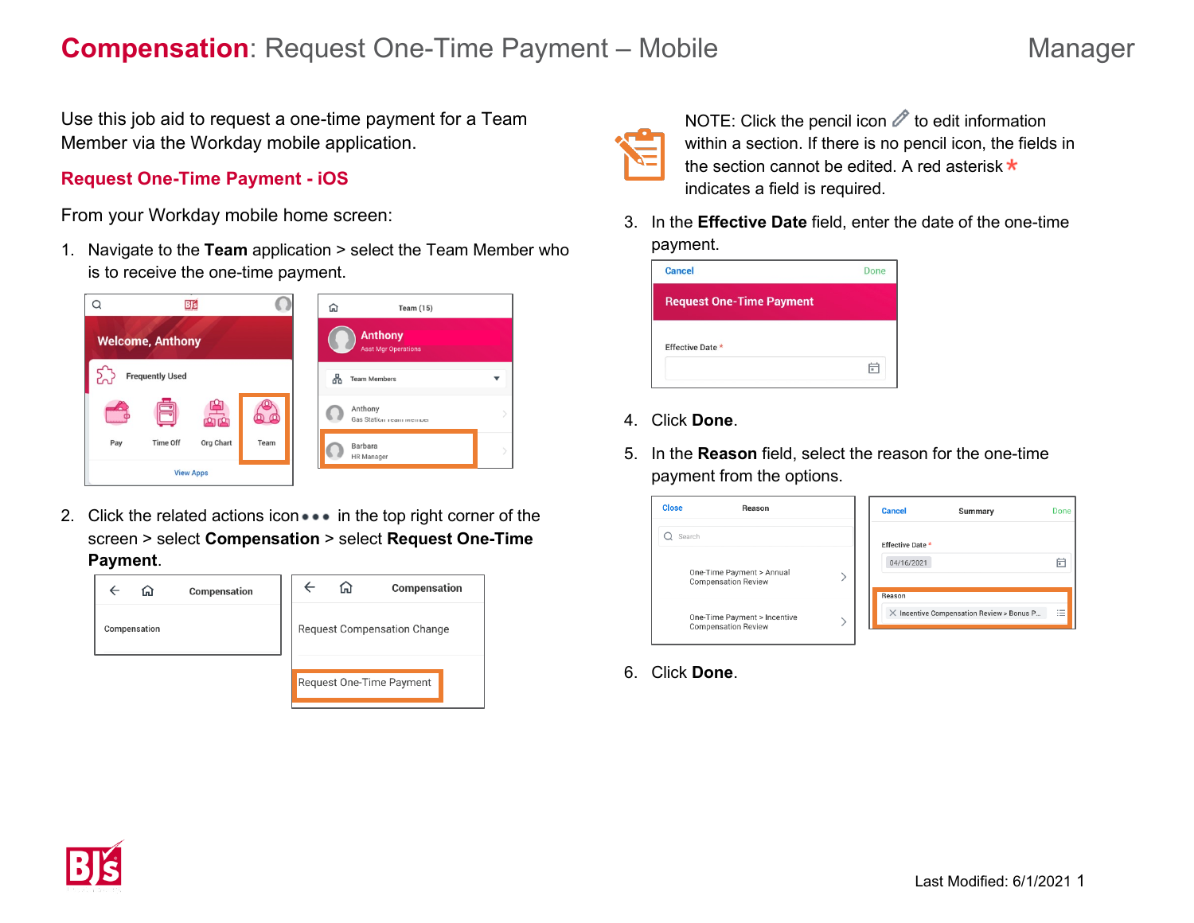# **Compensation**: Request One-Time Payment – Mobile

Manager

Use this job aid to request a one-time payment for a Team Member via the Workday mobile application.

## Request One-Time Payment - iOS

From your Workday mobile home screen:

1. Navigate to the **Team** application > select the Team Member who is to receive the one-time payment.

2. Click the related actions icon ••• in the top right corner of the screen > select **Compensation** > select **Request One-Time Payment**.

NOTE: Click the pencil icon to edit information within a section. If there is no pencil icon, the fields in the section cannot be edited. A red asterisk * indicates a field is required.

3. In the **Effective Date** field, enter the date of the one-time payment.

4. Click **Done**.

5. In the **Reason** field, select the reason for the one-time payment from the options.

6. Click **Done**.

Last Modified: 6/1/2021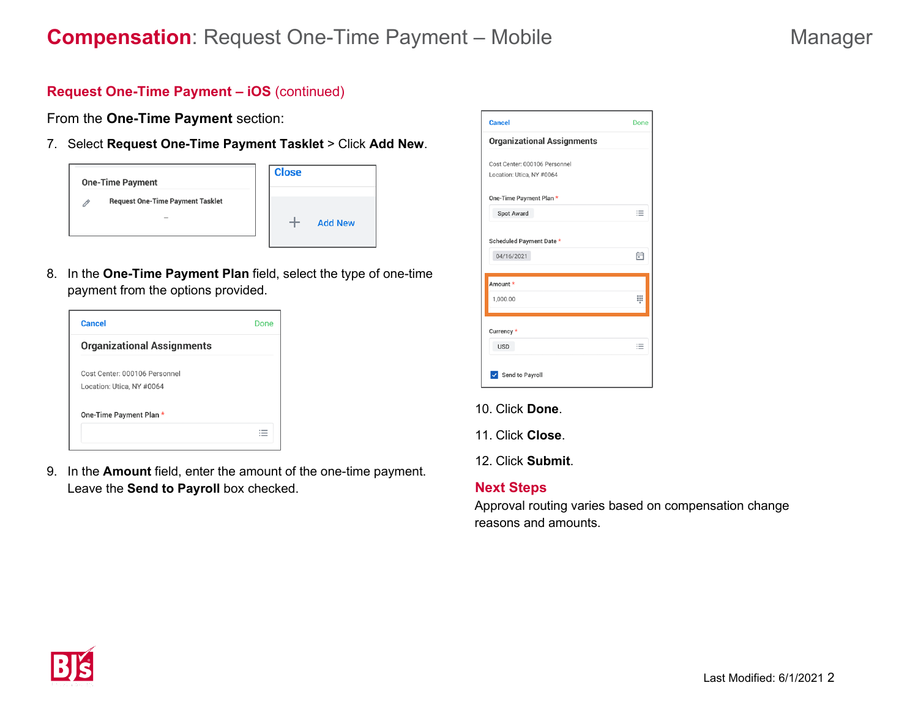# Compensation: Request One-Time Payment – Mobile

Manager

## Request One-Time Payment – iOS (continued)

From the **One-Time Payment** section:

7. Select **Request One-Time Payment Tasklet** > Click **Add New**.

8. In the **One-Time Payment Plan** field, select the type of one-time payment from the options provided.

9. In the **Amount** field, enter the amount of the one-time payment. Leave the **Send to Payroll** box checked.

10. Click **Done**.

11. Click **Close**.

12. Click **Submit**.

## Next Steps

Approval routing varies based on compensation change reasons and amounts.

Last Modified: 6/1/2021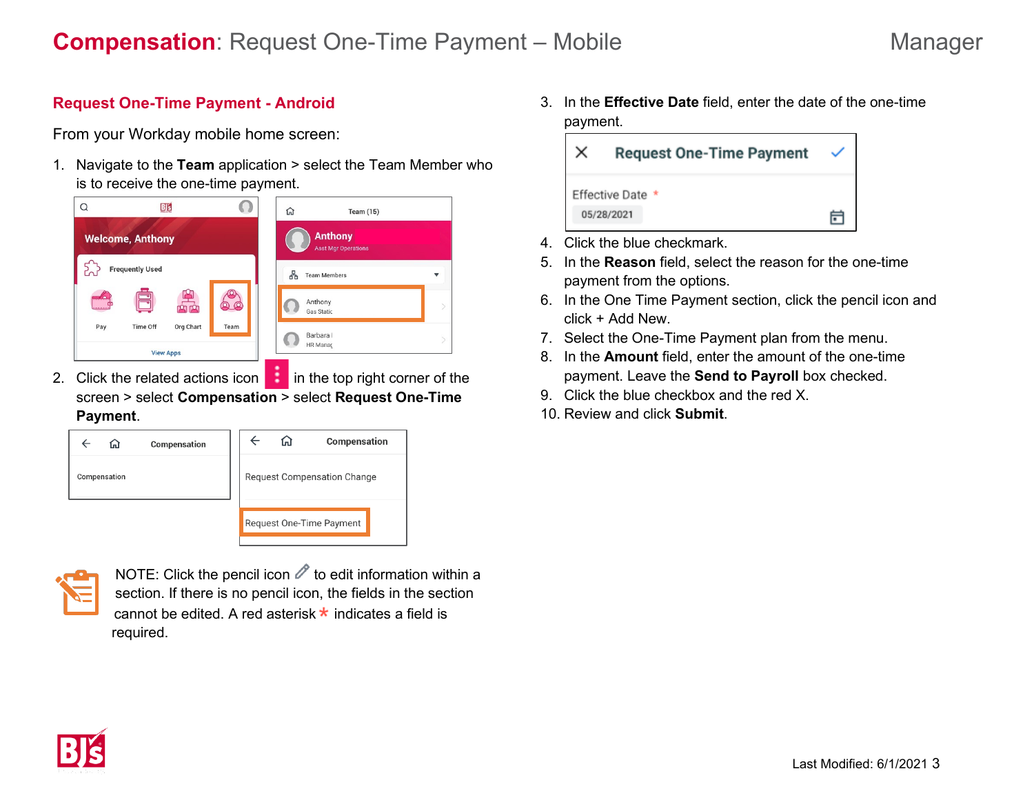# **Compensation**: Request One-Time Payment – Mobile

Manager

## Request One-Time Payment - Android

From your Workday mobile home screen:

1. Navigate to the **Team** application > select the Team Member who is to receive the one-time payment.
2. Click the related actions icon in the top right corner of the screen > select **Compensation** > select **Request One-Time Payment**.
3. In the **Effective Date** field, enter the date of the one-time payment.
4. Click the blue checkmark.
5. In the **Reason** field, select the reason for the one-time payment from the options.
6. In the One Time Payment section, click the pencil icon and click + Add New.
7. Select the One-Time Payment plan from the menu.
8. In the **Amount** field, enter the amount of the one-time payment. Leave the **Send to Payroll** box checked.
9. Click the blue checkbox and the red X.
10. Review and click **Submit**.

NOTE: Click the pencil icon to edit information within a section. If there is no pencil icon, the fields in the section cannot be edited. A red asterisk * indicates a field is required.

Last Modified: 6/1/2021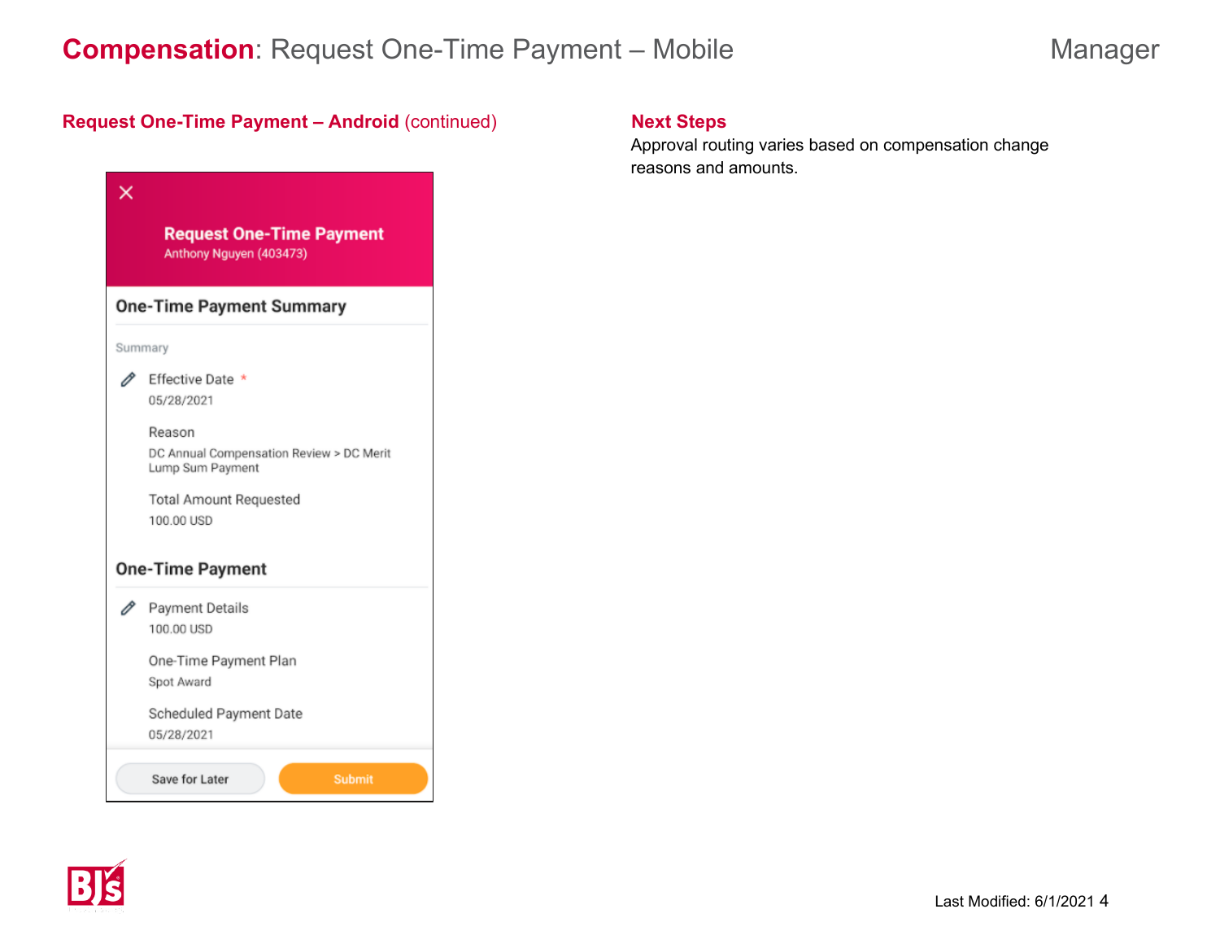## Request One-Time Payment – Android (continued)

Request One-Time Payment
Anthony Nguyen (403473)

One-Time Payment Summary

Summary

Effective Date *
05/28/2021

Reason
DC Annual Compensation Review > DC Merit Lump Sum Payment

Total Amount Requested
100.00 USD

One-Time Payment

Payment Details
100.00 USD

One-Time Payment Plan
Spot Award

Scheduled Payment Date
05/28/2021

Save for Later | Submit

## Next Steps

Approval routing varies based on compensation change reasons and amounts.